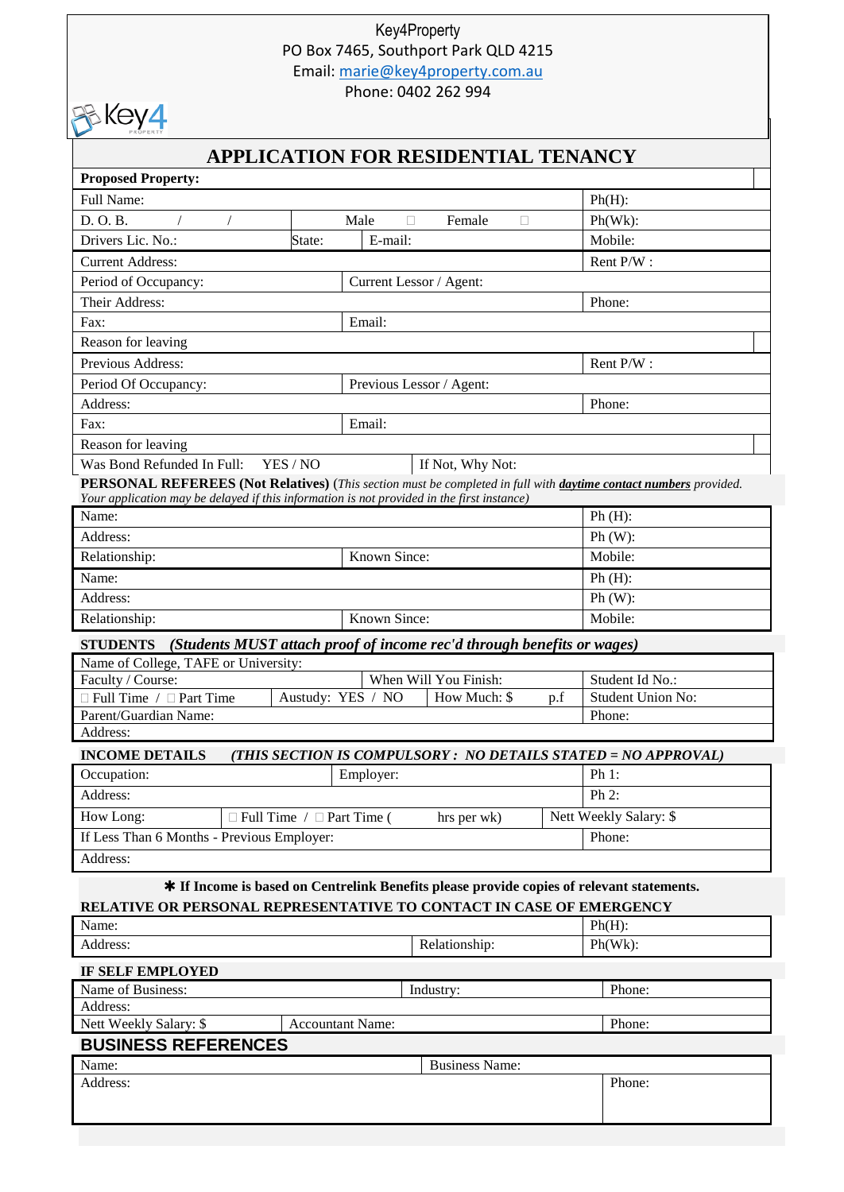Key4Property
PO Box 7465, Southport Park QLD 4215
Email: marie@key4property.com.au
Phone: 0402 262 994

# APPLICATION FOR RESIDENTIAL TENANCY

| **Proposed Property:** | | | |
|---|---|---|---|
| Full Name: | | | Ph(H): |
| D. O. B. / / | Male ☐ Female ☐ | | Ph(Wk): |
| Drivers Lic. No.: | State: | E-mail: | Mobile: |
| Current Address: | | | Rent P/W : |
| Period of Occupancy: | Current Lessor / Agent: | | |
| Their Address: | | | Phone: |
| Fax: | Email: | | |
| Reason for leaving | | | |
| Previous Address: | | | Rent P/W : |
| Period Of Occupancy: | Previous Lessor / Agent: | | |
| Address: | | | Phone: |
| Fax: | Email: | | |
| Reason for leaving | | | |
| Was Bond Refunded In Full: YES / NO | If Not, Why Not: | | |

**PERSONAL REFEREES (Not Relatives)** (*This section must be completed in full with* ***daytime contact numbers*** *provided. Your application may be delayed if this information is not provided in the first instance)*

| Name: | | Ph (H): |
|---|---|---|
| Address: | | Ph (W): |
| Relationship: | Known Since: | Mobile: |
| Name: | | Ph (H): |
| Address: | | Ph (W): |
| Relationship: | Known Since: | Mobile: |

**STUDENTS** ***(Students MUST attach proof of income rec'd through benefits or wages)***

| Name of College, TAFE or University: | | | |
|---|---|---|---|
| Faculty / Course: | | When Will You Finish: | Student Id No.: |
| ☐ Full Time / ☐ Part Time | Austudy: YES / NO | How Much: $ p.f | Student Union No: |
| Parent/Guardian Name: | | | Phone: |
| Address: | | | |

**INCOME DETAILS** ***(THIS SECTION IS COMPULSORY : NO DETAILS STATED = NO APPROVAL)***

| Occupation: | Employer: | | Ph 1: |
|---|---|---|---|
| Address: | | | Ph 2: |
| How Long: | ☐ Full Time / ☐ Part Time ( hrs per wk) | | Nett Weekly Salary: $ |
| If Less Than 6 Months - Previous Employer: | | | Phone: |
| Address: | | | |

✱ **If Income is based on Centrelink Benefits please provide copies of relevant statements.**

**RELATIVE OR PERSONAL REPRESENTATIVE TO CONTACT IN CASE OF EMERGENCY**

| Name: | | Ph(H): |
|---|---|---|
| Address: | Relationship: | Ph(Wk): |

**IF SELF EMPLOYED**

| Name of Business: | Industry: | Phone: |
|---|---|---|
| Address: | | |
| Nett Weekly Salary: $ | Accountant Name: | Phone: |

## BUSINESS REFERENCES

| Name: | Business Name: | |
|---|---|---|
| Address: | | Phone: |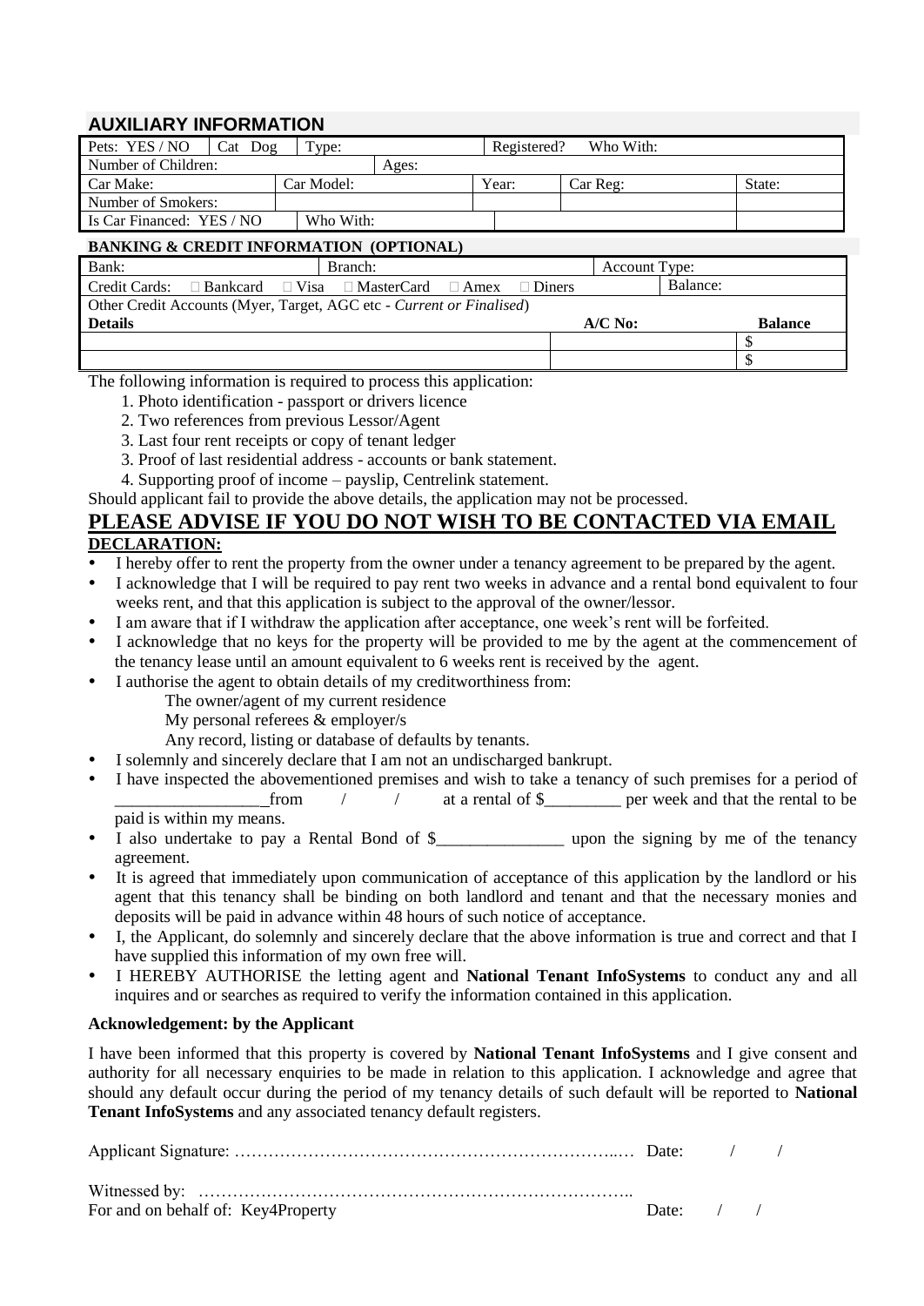## AUXILIARY INFORMATION

| | | | | | | |
|---|---|---|---|---|---|---|
| Pets: YES / NO | Cat Dog | Type: | | Registered? | Who With: | |
| Number of Children: | | | Ages: | | | |
| Car Make: | | Car Model: | | Year: | Car Reg: | State: |
| Number of Smokers: | | | | | | |
| Is Car Financed: YES / NO | | Who With: | | | | |

### BANKING & CREDIT INFORMATION (OPTIONAL)

| | | | |
|---|---|---|---|
| Bank: | Branch: | Account Type: | |
| Credit Cards: ☐ Bankcard ☐ Visa ☐ MasterCard ☐ Amex ☐ Diners | | | Balance: |
| Other Credit Accounts (Myer, Target, AGC etc - *Current or Finalised*) | | | |
| **Details** | | **A/C No:** | **Balance** |
| | | | $ |
| | | | $ |

The following information is required to process this application:

1. Photo identification - passport or drivers licence
2. Two references from previous Lessor/Agent
3. Last four rent receipts or copy of tenant ledger
3. Proof of last residential address - accounts or bank statement.
4. Supporting proof of income – payslip, Centrelink statement.

Should applicant fail to provide the above details, the application may not be processed.

## PLEASE ADVISE IF YOU DO NOT WISH TO BE CONTACTED VIA EMAIL

**DECLARATION:**

- I hereby offer to rent the property from the owner under a tenancy agreement to be prepared by the agent.
- I acknowledge that I will be required to pay rent two weeks in advance and a rental bond equivalent to four weeks rent, and that this application is subject to the approval of the owner/lessor.
- I am aware that if I withdraw the application after acceptance, one week's rent will be forfeited.
- I acknowledge that no keys for the property will be provided to me by the agent at the commencement of the tenancy lease until an amount equivalent to 6 weeks rent is received by the agent.
- I authorise the agent to obtain details of my creditworthiness from:
  - The owner/agent of my current residence
  - My personal referees & employer/s
  - Any record, listing or database of defaults by tenants.
- I solemnly and sincerely declare that I am not an undischarged bankrupt.
- I have inspected the abovementioned premises and wish to take a tenancy of such premises for a period of _________________ from / / at a rental of $_________ per week and that the rental to be paid is within my means.
- I also undertake to pay a Rental Bond of $_______________ upon the signing by me of the tenancy agreement.
- It is agreed that immediately upon communication of acceptance of this application by the landlord or his agent that this tenancy shall be binding on both landlord and tenant and that the necessary monies and deposits will be paid in advance within 48 hours of such notice of acceptance.
- I, the Applicant, do solemnly and sincerely declare that the above information is true and correct and that I have supplied this information of my own free will.
- I HEREBY AUTHORISE the letting agent and **National Tenant InfoSystems** to conduct any and all inquires and or searches as required to verify the information contained in this application.

**Acknowledgement: by the Applicant**

I have been informed that this property is covered by **National Tenant InfoSystems** and I give consent and authority for all necessary enquiries to be made in relation to this application. I acknowledge and agree that should any default occur during the period of my tenancy details of such default will be reported to **National Tenant InfoSystems** and any associated tenancy default registers.

Applicant Signature: ……………………………………………………………..… Date: / /

Witnessed by: …………………………………………………………………..
For and on behalf of: Key4Property Date: / /